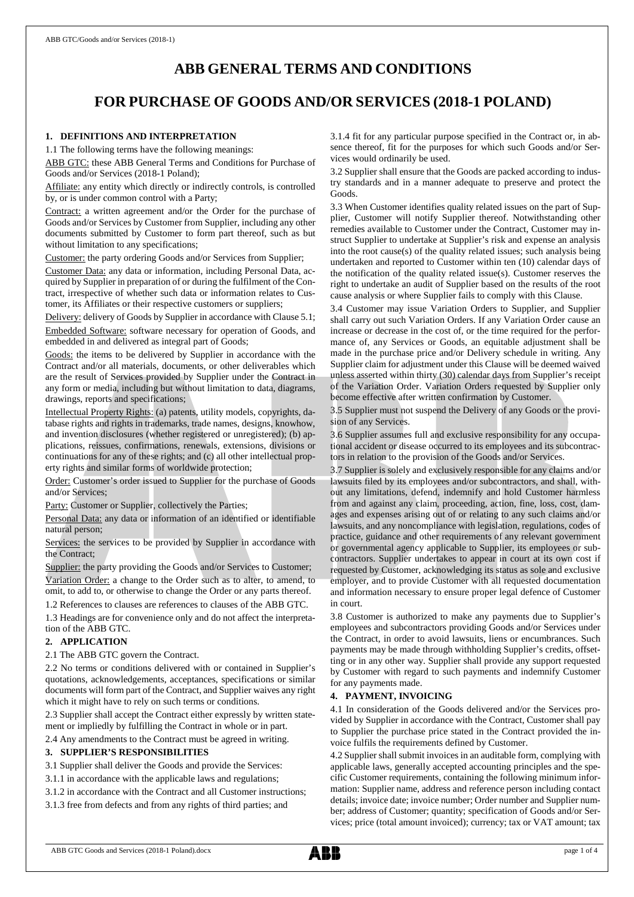# ABB GENERAL TERMS AND CONDITIONS

# FOR PURCHASE OF GOODS AND/OR SERVICES (2018-1 POLAND)

## 1. DEFINITIONS AND INTERPRETATION

1.1 The following terms have the following meanings:

ABB GTC: these ABB General Terms and Conditions for Purchase of Goods and/or Services (2018-1 Poland);

Affiliate: any entity which directly or indirectly controls, is controlled by, or is under common control with a Party;

Contract: a written agreement and/or the Order for the purchase of Goods and/or Services by Customer from Supplier, including any other documents submitted by Customer to form part thereof, such as but without limitation to any specifications;

Customer: the party ordering Goods and/or Services from Supplier;

Customer Data: any data or information, including Personal Data, acquired by Supplier in preparation of or during the fulfilment of the Contract, irrespective of whether such data or information relates to Customer, its Affiliates or their respective customers or suppliers;

Delivery: delivery of Goods by Supplier in accordance with Clause 5.1;

Embedded Software: software necessary for operation of Goods, and embedded in and delivered as integral part of Goods;

Goods: the items to be delivered by Supplier in accordance with the Contract and/or all materials, documents, or other deliverables which are the result of Services provided by Supplier under the Contract in any form or media, including but without limitation to data, diagrams, drawings, reports and specifications;

Intellectual Property Rights: (a) patents, utility models, copyrights, database rights and rights in trademarks, trade names, designs, knowhow, and invention disclosures (whether registered or unregistered); (b) applications, reissues, confirmations, renewals, extensions, divisions or continuations for any of these rights; and (c) all other intellectual property rights and similar forms of worldwide protection;

Order: Customer's order issued to Supplier for the purchase of Goods and/or Services;

Party: Customer or Supplier, collectively the Parties;

Personal Data: any data or information of an identified or identifiable natural person;

Services: the services to be provided by Supplier in accordance with the Contract;

Supplier: the party providing the Goods and/or Services to Customer;

Variation Order: a change to the Order such as to alter, to amend, to omit, to add to, or otherwise to change the Order or any parts thereof.

1.2 References to clauses are references to clauses of the ABB GTC.

1.3 Headings are for convenience only and do not affect the interpretation of the ABB GTC.

## 2. APPLICATION

2.1 The ABB GTC govern the Contract.

2.2 No terms or conditions delivered with or contained in Supplier's quotations, acknowledgements, acceptances, specifications or similar documents will form part of the Contract, and Supplier waives any right which it might have to rely on such terms or conditions.

2.3 Supplier shall accept the Contract either expressly by written statement or impliedly by fulfilling the Contract in whole or in part.

2.4 Any amendments to the Contract must be agreed in writing.

## 3. SUPPLIER'S RESPONSIBILITIES

3.1 Supplier shall deliver the Goods and provide the Services:

3.1.1 in accordance with the applicable laws and regulations;

3.1.2 in accordance with the Contract and all Customer instructions;

3.1.3 free from defects and from any rights of third parties; and

3.1.4 fit for any particular purpose specified in the Contract or, in absence thereof, fit for the purposes for which such Goods and/or Services would ordinarily be used.

3.2 Supplier shall ensure that the Goods are packed according to industry standards and in a manner adequate to preserve and protect the Goods.

3.3 When Customer identifies quality related issues on the part of Supplier, Customer will notify Supplier thereof. Notwithstanding other remedies available to Customer under the Contract, Customer may instruct Supplier to undertake at Supplier's risk and expense an analysis into the root cause(s) of the quality related issues; such analysis being undertaken and reported to Customer within ten (10) calendar days of the notification of the quality related issue(s). Customer reserves the right to undertake an audit of Supplier based on the results of the root cause analysis or where Supplier fails to comply with this Clause.

3.4 Customer may issue Variation Orders to Supplier, and Supplier shall carry out such Variation Orders. If any Variation Order cause an increase or decrease in the cost of, or the time required for the performance of, any Services or Goods, an equitable adjustment shall be made in the purchase price and/or Delivery schedule in writing. Any Supplier claim for adjustment under this Clause will be deemed waived unless asserted within thirty (30) calendar days from Supplier's receipt of the Variation Order. Variation Orders requested by Supplier only become effective after written confirmation by Customer.

3.5 Supplier must not suspend the Delivery of any Goods or the provision of any Services.

3.6 Supplier assumes full and exclusive responsibility for any occupational accident or disease occurred to its employees and its subcontractors in relation to the provision of the Goods and/or Services.

3.7 Supplier is solely and exclusively responsible for any claims and/or lawsuits filed by its employees and/or subcontractors, and shall, without any limitations, defend, indemnify and hold Customer harmless from and against any claim, proceeding, action, fine, loss, cost, damages and expenses arising out of or relating to any such claims and/or lawsuits, and any noncompliance with legislation, regulations, codes of practice, guidance and other requirements of any relevant government or governmental agency applicable to Supplier, its employees or subcontractors. Supplier undertakes to appear in court at its own cost if requested by Customer, acknowledging its status as sole and exclusive employer, and to provide Customer with all requested documentation and information necessary to ensure proper legal defence of Customer in court.

3.8 Customer is authorized to make any payments due to Supplier's employees and subcontractors providing Goods and/or Services under the Contract, in order to avoid lawsuits, liens or encumbrances. Such payments may be made through withholding Supplier's credits, offsetting or in any other way. Supplier shall provide any support requested by Customer with regard to such payments and indemnify Customer for any payments made.

## 4. PAYMENT, INVOICING

4.1 In consideration of the Goods delivered and/or the Services provided by Supplier in accordance with the Contract, Customer shall pay to Supplier the purchase price stated in the Contract provided the invoice fulfils the requirements defined by Customer.

4.2 Supplier shall submit invoices in an auditable form, complying with applicable laws, generally accepted accounting principles and the specific Customer requirements, containing the following minimum information: Supplier name, address and reference person including contact details; invoice date; invoice number; Order number and Supplier number; address of Customer; quantity; specification of Goods and/or Services; price (total amount invoiced); currency; tax or VAT amount; tax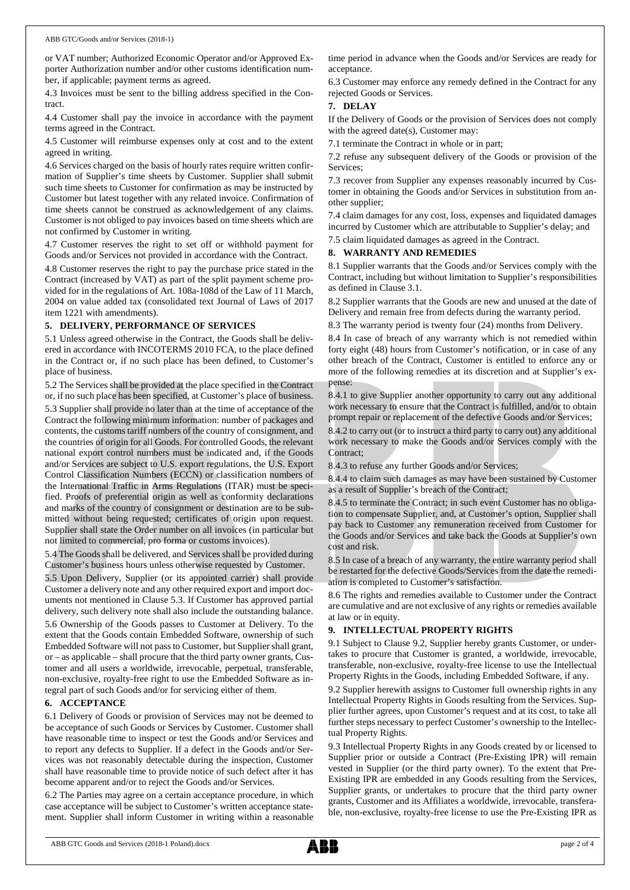or VAT number; Authorized Economic Operator and/or Approved Exporter Authorization number and/or other customs identification number, if applicable; payment terms as agreed.

4.3 Invoices must be sent to the billing address specified in the Contract.

4.4 Customer shall pay the invoice in accordance with the payment terms agreed in the Contract.

4.5 Customer will reimburse expenses only at cost and to the extent agreed in writing.

4.6 Services charged on the basis of hourly rates require written confirmation of Supplier's time sheets by Customer. Supplier shall submit such time sheets to Customer for confirmation as may be instructed by Customer but latest together with any related invoice. Confirmation of time sheets cannot be construed as acknowledgement of any claims. Customer is not obliged to pay invoices based on time sheets which are not confirmed by Customer in writing.

4.7 Customer reserves the right to set off or withhold payment for Goods and/or Services not provided in accordance with the Contract.

4.8 Customer reserves the right to pay the purchase price stated in the Contract (increased by VAT) as part of the split payment scheme provided for in the regulations of Art. 108a-108d of the Law of 11 March, 2004 on value added tax (consolidated text Journal of Laws of 2017 item 1221 with amendments).

## 5. DELIVERY, PERFORMANCE OF SERVICES

5.1 Unless agreed otherwise in the Contract, the Goods shall be delivered in accordance with INCOTERMS 2010 FCA, to the place defined in the Contract or, if no such place has been defined, to Customer's place of business.

5.2 The Services shall be provided at the place specified in the Contract or, if no such place has been specified, at Customer's place of business.

5.3 Supplier shall provide no later than at the time of acceptance of the Contract the following minimum information: number of packages and contents, the customs tariff numbers of the country of consignment, and the countries of origin for all Goods. For controlled Goods, the relevant national export control numbers must be indicated and, if the Goods and/or Services are subject to U.S. export regulations, the U.S. Export Control Classification Numbers (ECCN) or classification numbers of the International Traffic in Arms Regulations (ITAR) must be specified. Proofs of preferential origin as well as conformity declarations and marks of the country of consignment or destination are to be submitted without being requested; certificates of origin upon request. Supplier shall state the Order number on all invoices (in particular but not limited to commercial, pro forma or customs invoices).

5.4 The Goods shall be delivered, and Services shall be provided during Customer's business hours unless otherwise requested by Customer.

5.5 Upon Delivery, Supplier (or its appointed carrier) shall provide Customer a delivery note and any other required export and import documents not mentioned in Clause 5.3. If Customer has approved partial delivery, such delivery note shall also include the outstanding balance.

5.6 Ownership of the Goods passes to Customer at Delivery. To the extent that the Goods contain Embedded Software, ownership of such Embedded Software will not pass to Customer, but Supplier shall grant, or – as applicable – shall procure that the third party owner grants, Customer and all users a worldwide, irrevocable, perpetual, transferable, non-exclusive, royalty-free right to use the Embedded Software as integral part of such Goods and/or for servicing either of them.

## 6. ACCEPTANCE

6.1 Delivery of Goods or provision of Services may not be deemed to be acceptance of such Goods or Services by Customer. Customer shall have reasonable time to inspect or test the Goods and/or Services and to report any defects to Supplier. If a defect in the Goods and/or Services was not reasonably detectable during the inspection, Customer shall have reasonable time to provide notice of such defect after it has become apparent and/or to reject the Goods and/or Services.

6.2 The Parties may agree on a certain acceptance procedure, in which case acceptance will be subject to Customer's written acceptance statement. Supplier shall inform Customer in writing within a reasonable time period in advance when the Goods and/or Services are ready for acceptance.

6.3 Customer may enforce any remedy defined in the Contract for any rejected Goods or Services.

## 7. DELAY

If the Delivery of Goods or the provision of Services does not comply with the agreed date(s), Customer may:

7.1 terminate the Contract in whole or in part;

7.2 refuse any subsequent delivery of the Goods or provision of the Services;

7.3 recover from Supplier any expenses reasonably incurred by Customer in obtaining the Goods and/or Services in substitution from another supplier;

7.4 claim damages for any cost, loss, expenses and liquidated damages incurred by Customer which are attributable to Supplier's delay; and

7.5 claim liquidated damages as agreed in the Contract.

## 8. WARRANTY AND REMEDIES

8.1 Supplier warrants that the Goods and/or Services comply with the Contract, including but without limitation to Supplier's responsibilities as defined in Clause 3.1.

8.2 Supplier warrants that the Goods are new and unused at the date of Delivery and remain free from defects during the warranty period.

8.3 The warranty period is twenty four (24) months from Delivery.

8.4 In case of breach of any warranty which is not remedied within forty eight (48) hours from Customer's notification, or in case of any other breach of the Contract, Customer is entitled to enforce any or more of the following remedies at its discretion and at Supplier's expense:

8.4.1 to give Supplier another opportunity to carry out any additional work necessary to ensure that the Contract is fulfilled, and/or to obtain prompt repair or replacement of the defective Goods and/or Services;

8.4.2 to carry out (or to instruct a third party to carry out) any additional work necessary to make the Goods and/or Services comply with the Contract;

8.4.3 to refuse any further Goods and/or Services;

8.4.4 to claim such damages as may have been sustained by Customer as a result of Supplier's breach of the Contract;

8.4.5 to terminate the Contract; in such event Customer has no obligation to compensate Supplier, and, at Customer's option, Supplier shall pay back to Customer any remuneration received from Customer for the Goods and/or Services and take back the Goods at Supplier's own cost and risk.

8.5 In case of a breach of any warranty, the entire warranty period shall be restarted for the defective Goods/Services from the date the remediation is completed to Customer's satisfaction.

8.6 The rights and remedies available to Customer under the Contract are cumulative and are not exclusive of any rights or remedies available at law or in equity.

## 9. INTELLECTUAL PROPERTY RIGHTS

9.1 Subject to Clause 9.2, Supplier hereby grants Customer, or undertakes to procure that Customer is granted, a worldwide, irrevocable, transferable, non-exclusive, royalty-free license to use the Intellectual Property Rights in the Goods, including Embedded Software, if any.

9.2 Supplier herewith assigns to Customer full ownership rights in any Intellectual Property Rights in Goods resulting from the Services. Supplier further agrees, upon Customer's request and at its cost, to take all further steps necessary to perfect Customer's ownership to the Intellectual Property Rights.

9.3 Intellectual Property Rights in any Goods created by or licensed to Supplier prior or outside a Contract (Pre-Existing IPR) will remain vested in Supplier (or the third party owner). To the extent that Pre-Existing IPR are embedded in any Goods resulting from the Services, Supplier grants, or undertakes to procure that the third party owner grants, Customer and its Affiliates a worldwide, irrevocable, transferable, non-exclusive, royalty-free license to use the Pre-Existing IPR as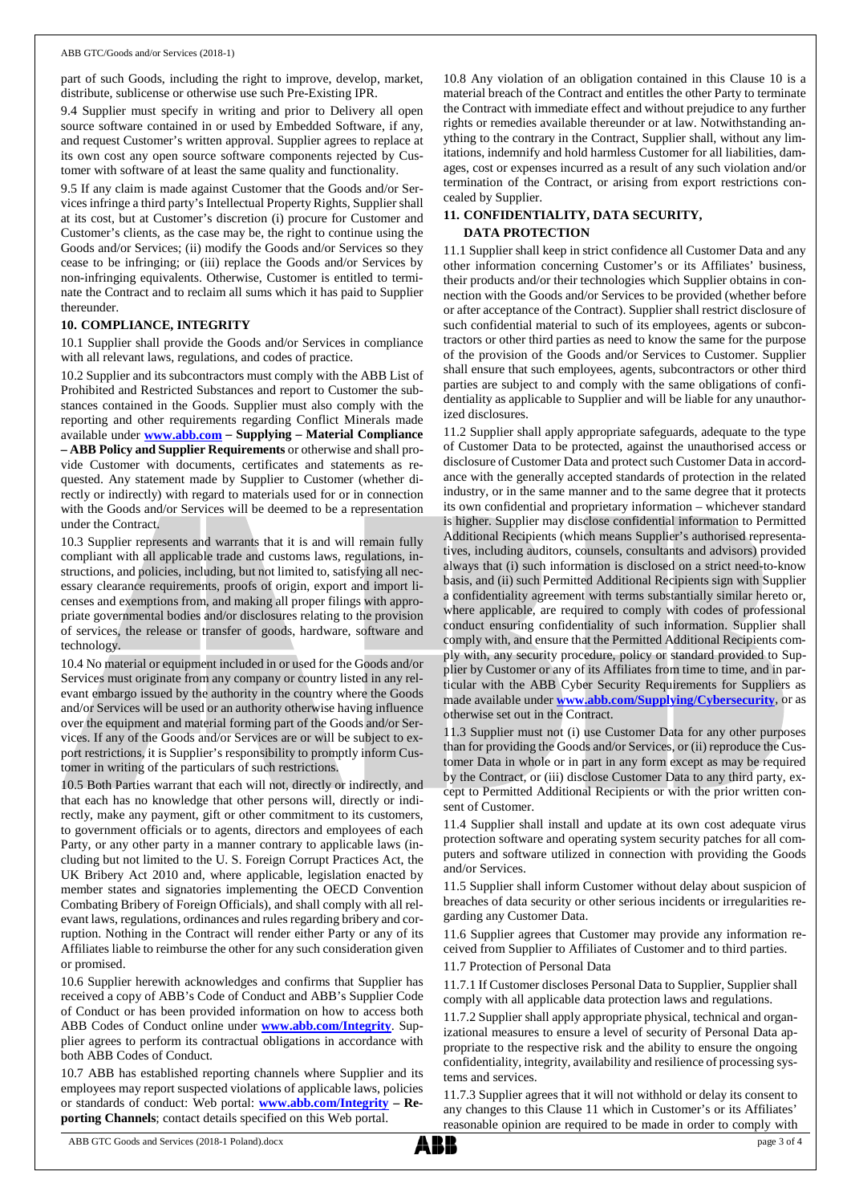part of such Goods, including the right to improve, develop, market, distribute, sublicense or otherwise use such Pre-Existing IPR.

9.4 Supplier must specify in writing and prior to Delivery all open source software contained in or used by Embedded Software, if any, and request Customer's written approval. Supplier agrees to replace at its own cost any open source software components rejected by Customer with software of at least the same quality and functionality.

9.5 If any claim is made against Customer that the Goods and/or Services infringe a third party's Intellectual Property Rights, Supplier shall at its cost, but at Customer's discretion (i) procure for Customer and Customer's clients, as the case may be, the right to continue using the Goods and/or Services; (ii) modify the Goods and/or Services so they cease to be infringing; or (iii) replace the Goods and/or Services by non-infringing equivalents. Otherwise, Customer is entitled to terminate the Contract and to reclaim all sums which it has paid to Supplier thereunder.

**10. COMPLIANCE, INTEGRITY**

10.1 Supplier shall provide the Goods and/or Services in compliance with all relevant laws, regulations, and codes of practice.

10.2 Supplier and its subcontractors must comply with the ABB List of Prohibited and Restricted Substances and report to Customer the substances contained in the Goods. Supplier must also comply with the reporting and other requirements regarding Conflict Minerals made available under **www.abb.com – Supplying – Material Compliance – ABB Policy and Supplier Requirements** or otherwise and shall provide Customer with documents, certificates and statements as requested. Any statement made by Supplier to Customer (whether directly or indirectly) with regard to materials used for or in connection with the Goods and/or Services will be deemed to be a representation under the Contract.

10.3 Supplier represents and warrants that it is and will remain fully compliant with all applicable trade and customs laws, regulations, instructions, and policies, including, but not limited to, satisfying all necessary clearance requirements, proofs of origin, export and import licenses and exemptions from, and making all proper filings with appropriate governmental bodies and/or disclosures relating to the provision of services, the release or transfer of goods, hardware, software and technology.

10.4 No material or equipment included in or used for the Goods and/or Services must originate from any company or country listed in any relevant embargo issued by the authority in the country where the Goods and/or Services will be used or an authority otherwise having influence over the equipment and material forming part of the Goods and/or Services. If any of the Goods and/or Services are or will be subject to export restrictions, it is Supplier's responsibility to promptly inform Customer in writing of the particulars of such restrictions.

10.5 Both Parties warrant that each will not, directly or indirectly, and that each has no knowledge that other persons will, directly or indirectly, make any payment, gift or other commitment to its customers, to government officials or to agents, directors and employees of each Party, or any other party in a manner contrary to applicable laws (including but not limited to the U. S. Foreign Corrupt Practices Act, the UK Bribery Act 2010 and, where applicable, legislation enacted by member states and signatories implementing the OECD Convention Combating Bribery of Foreign Officials), and shall comply with all relevant laws, regulations, ordinances and rules regarding bribery and corruption. Nothing in the Contract will render either Party or any of its Affiliates liable to reimburse the other for any such consideration given or promised.

10.6 Supplier herewith acknowledges and confirms that Supplier has received a copy of ABB's Code of Conduct and ABB's Supplier Code of Conduct or has been provided information on how to access both ABB Codes of Conduct online under **www.abb.com/Integrity**. Supplier agrees to perform its contractual obligations in accordance with both ABB Codes of Conduct.

10.7 ABB has established reporting channels where Supplier and its employees may report suspected violations of applicable laws, policies or standards of conduct: Web portal: **www.abb.com/Integrity – Reporting Channels**; contact details specified on this Web portal.

10.8 Any violation of an obligation contained in this Clause 10 is a material breach of the Contract and entitles the other Party to terminate the Contract with immediate effect and without prejudice to any further rights or remedies available thereunder or at law. Notwithstanding anything to the contrary in the Contract, Supplier shall, without any limitations, indemnify and hold harmless Customer for all liabilities, damages, cost or expenses incurred as a result of any such violation and/or termination of the Contract, or arising from export restrictions concealed by Supplier.

**11. CONFIDENTIALITY, DATA SECURITY, DATA PROTECTION**

11.1 Supplier shall keep in strict confidence all Customer Data and any other information concerning Customer's or its Affiliates' business, their products and/or their technologies which Supplier obtains in connection with the Goods and/or Services to be provided (whether before or after acceptance of the Contract). Supplier shall restrict disclosure of such confidential material to such of its employees, agents or subcontractors or other third parties as need to know the same for the purpose of the provision of the Goods and/or Services to Customer. Supplier shall ensure that such employees, agents, subcontractors or other third parties are subject to and comply with the same obligations of confidentiality as applicable to Supplier and will be liable for any unauthorized disclosures.

11.2 Supplier shall apply appropriate safeguards, adequate to the type of Customer Data to be protected, against the unauthorised access or disclosure of Customer Data and protect such Customer Data in accordance with the generally accepted standards of protection in the related industry, or in the same manner and to the same degree that it protects its own confidential and proprietary information – whichever standard is higher. Supplier may disclose confidential information to Permitted Additional Recipients (which means Supplier's authorised representatives, including auditors, counsels, consultants and advisors) provided always that (i) such information is disclosed on a strict need-to-know basis, and (ii) such Permitted Additional Recipients sign with Supplier a confidentiality agreement with terms substantially similar hereto or, where applicable, are required to comply with codes of professional conduct ensuring confidentiality of such information. Supplier shall comply with, and ensure that the Permitted Additional Recipients comply with, any security procedure, policy or standard provided to Supplier by Customer or any of its Affiliates from time to time, and in particular with the ABB Cyber Security Requirements for Suppliers as made available under **www.abb.com/Supplying/Cybersecurity**, or as otherwise set out in the Contract.

11.3 Supplier must not (i) use Customer Data for any other purposes than for providing the Goods and/or Services, or (ii) reproduce the Customer Data in whole or in part in any form except as may be required by the Contract, or (iii) disclose Customer Data to any third party, except to Permitted Additional Recipients or with the prior written consent of Customer.

11.4 Supplier shall install and update at its own cost adequate virus protection software and operating system security patches for all computers and software utilized in connection with providing the Goods and/or Services.

11.5 Supplier shall inform Customer without delay about suspicion of breaches of data security or other serious incidents or irregularities regarding any Customer Data.

11.6 Supplier agrees that Customer may provide any information received from Supplier to Affiliates of Customer and to third parties.

11.7 Protection of Personal Data

11.7.1 If Customer discloses Personal Data to Supplier, Supplier shall comply with all applicable data protection laws and regulations.

11.7.2 Supplier shall apply appropriate physical, technical and organizational measures to ensure a level of security of Personal Data appropriate to the respective risk and the ability to ensure the ongoing confidentiality, integrity, availability and resilience of processing systems and services.

11.7.3 Supplier agrees that it will not withhold or delay its consent to any changes to this Clause 11 which in Customer's or its Affiliates' reasonable opinion are required to be made in order to comply with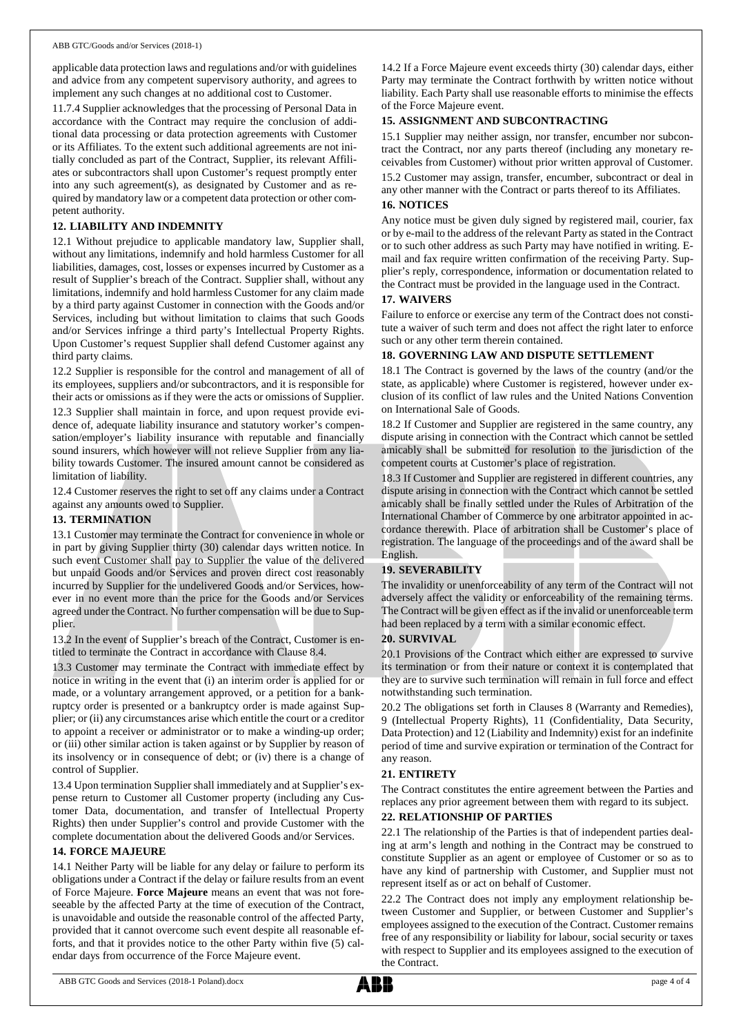applicable data protection laws and regulations and/or with guidelines and advice from any competent supervisory authority, and agrees to implement any such changes at no additional cost to Customer.

11.7.4 Supplier acknowledges that the processing of Personal Data in accordance with the Contract may require the conclusion of additional data processing or data protection agreements with Customer or its Affiliates. To the extent such additional agreements are not initially concluded as part of the Contract, Supplier, its relevant Affiliates or subcontractors shall upon Customer's request promptly enter into any such agreement(s), as designated by Customer and as required by mandatory law or a competent data protection or other competent authority.

## 12. LIABILITY AND INDEMNITY

12.1 Without prejudice to applicable mandatory law, Supplier shall, without any limitations, indemnify and hold harmless Customer for all liabilities, damages, cost, losses or expenses incurred by Customer as a result of Supplier's breach of the Contract. Supplier shall, without any limitations, indemnify and hold harmless Customer for any claim made by a third party against Customer in connection with the Goods and/or Services, including but without limitation to claims that such Goods and/or Services infringe a third party's Intellectual Property Rights. Upon Customer's request Supplier shall defend Customer against any third party claims.

12.2 Supplier is responsible for the control and management of all of its employees, suppliers and/or subcontractors, and it is responsible for their acts or omissions as if they were the acts or omissions of Supplier.

12.3 Supplier shall maintain in force, and upon request provide evidence of, adequate liability insurance and statutory worker's compensation/employer's liability insurance with reputable and financially sound insurers, which however will not relieve Supplier from any liability towards Customer. The insured amount cannot be considered as limitation of liability.

12.4 Customer reserves the right to set off any claims under a Contract against any amounts owed to Supplier.

## 13. TERMINATION

13.1 Customer may terminate the Contract for convenience in whole or in part by giving Supplier thirty (30) calendar days written notice. In such event Customer shall pay to Supplier the value of the delivered but unpaid Goods and/or Services and proven direct cost reasonably incurred by Supplier for the undelivered Goods and/or Services, however in no event more than the price for the Goods and/or Services agreed under the Contract. No further compensation will be due to Supplier.

13.2 In the event of Supplier's breach of the Contract, Customer is entitled to terminate the Contract in accordance with Clause 8.4.

13.3 Customer may terminate the Contract with immediate effect by notice in writing in the event that (i) an interim order is applied for or made, or a voluntary arrangement approved, or a petition for a bankruptcy order is presented or a bankruptcy order is made against Supplier; or (ii) any circumstances arise which entitle the court or a creditor to appoint a receiver or administrator or to make a winding-up order; or (iii) other similar action is taken against or by Supplier by reason of its insolvency or in consequence of debt; or (iv) there is a change of control of Supplier.

13.4 Upon termination Supplier shall immediately and at Supplier's expense return to Customer all Customer property (including any Customer Data, documentation, and transfer of Intellectual Property Rights) then under Supplier's control and provide Customer with the complete documentation about the delivered Goods and/or Services.

## 14. FORCE MAJEURE

14.1 Neither Party will be liable for any delay or failure to perform its obligations under a Contract if the delay or failure results from an event of Force Majeure. **Force Majeure** means an event that was not foreseeable by the affected Party at the time of execution of the Contract, is unavoidable and outside the reasonable control of the affected Party, provided that it cannot overcome such event despite all reasonable efforts, and that it provides notice to the other Party within five (5) calendar days from occurrence of the Force Majeure event.

14.2 If a Force Majeure event exceeds thirty (30) calendar days, either Party may terminate the Contract forthwith by written notice without liability. Each Party shall use reasonable efforts to minimise the effects of the Force Majeure event.

## 15. ASSIGNMENT AND SUBCONTRACTING

15.1 Supplier may neither assign, nor transfer, encumber nor subcontract the Contract, nor any parts thereof (including any monetary receivables from Customer) without prior written approval of Customer.

15.2 Customer may assign, transfer, encumber, subcontract or deal in any other manner with the Contract or parts thereof to its Affiliates.

## 16. NOTICES

Any notice must be given duly signed by registered mail, courier, fax or by e-mail to the address of the relevant Party as stated in the Contract or to such other address as such Party may have notified in writing. E-mail and fax require written confirmation of the receiving Party. Supplier's reply, correspondence, information or documentation related to the Contract must be provided in the language used in the Contract.

## 17. WAIVERS

Failure to enforce or exercise any term of the Contract does not constitute a waiver of such term and does not affect the right later to enforce such or any other term therein contained.

## 18. GOVERNING LAW AND DISPUTE SETTLEMENT

18.1 The Contract is governed by the laws of the country (and/or the state, as applicable) where Customer is registered, however under exclusion of its conflict of law rules and the United Nations Convention on International Sale of Goods.

18.2 If Customer and Supplier are registered in the same country, any dispute arising in connection with the Contract which cannot be settled amicably shall be submitted for resolution to the jurisdiction of the competent courts at Customer's place of registration.

18.3 If Customer and Supplier are registered in different countries, any dispute arising in connection with the Contract which cannot be settled amicably shall be finally settled under the Rules of Arbitration of the International Chamber of Commerce by one arbitrator appointed in accordance therewith. Place of arbitration shall be Customer's place of registration. The language of the proceedings and of the award shall be English.

## 19. SEVERABILITY

The invalidity or unenforceability of any term of the Contract will not adversely affect the validity or enforceability of the remaining terms. The Contract will be given effect as if the invalid or unenforceable term had been replaced by a term with a similar economic effect.

## 20. SURVIVAL

20.1 Provisions of the Contract which either are expressed to survive its termination or from their nature or context it is contemplated that they are to survive such termination will remain in full force and effect notwithstanding such termination.

20.2 The obligations set forth in Clauses 8 (Warranty and Remedies), 9 (Intellectual Property Rights), 11 (Confidentiality, Data Security, Data Protection) and 12 (Liability and Indemnity) exist for an indefinite period of time and survive expiration or termination of the Contract for any reason.

## 21. ENTIRETY

The Contract constitutes the entire agreement between the Parties and replaces any prior agreement between them with regard to its subject.

## 22. RELATIONSHIP OF PARTIES

22.1 The relationship of the Parties is that of independent parties dealing at arm's length and nothing in the Contract may be construed to constitute Supplier as an agent or employee of Customer or so as to have any kind of partnership with Customer, and Supplier must not represent itself as or act on behalf of Customer.

22.2 The Contract does not imply any employment relationship between Customer and Supplier, or between Customer and Supplier's employees assigned to the execution of the Contract. Customer remains free of any responsibility or liability for labour, social security or taxes with respect to Supplier and its employees assigned to the execution of the Contract.